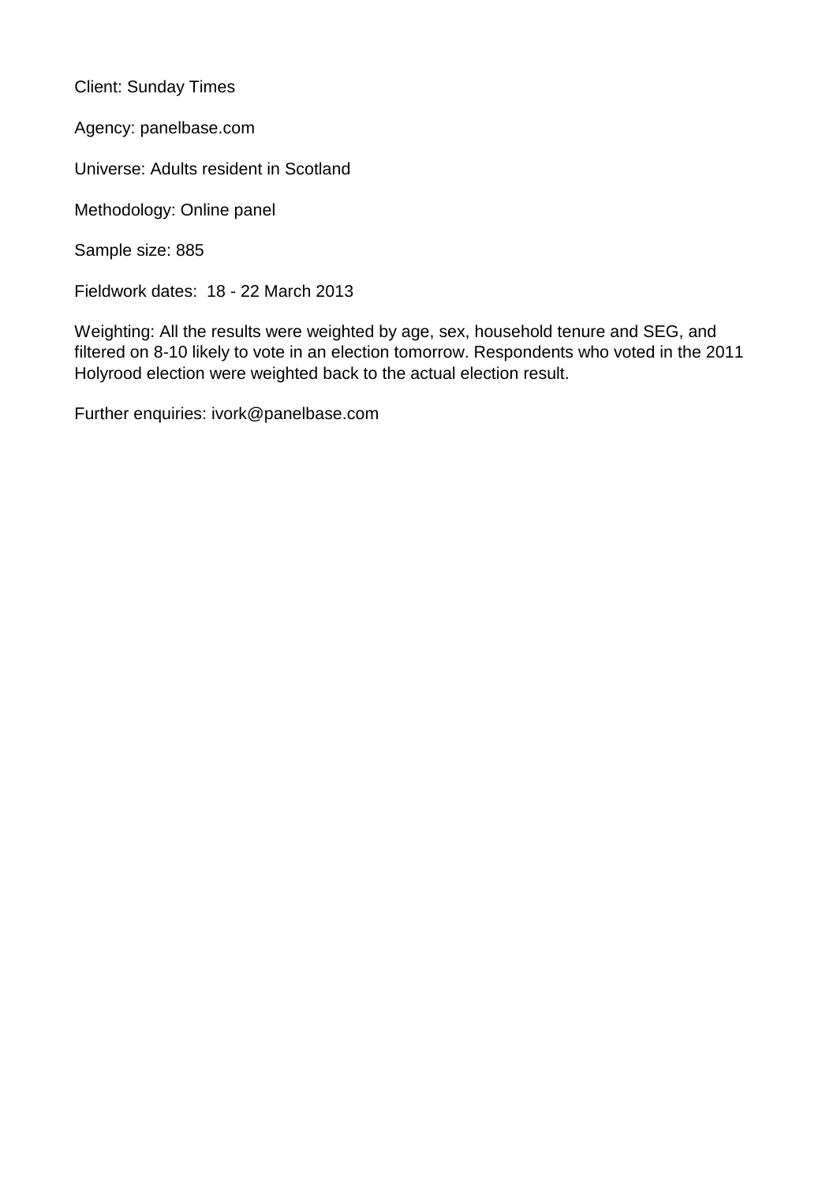Client: Sunday Times

Agency: panelbase.com

Universe: Adults resident in Scotland

Methodology: Online panel

Sample size: 885

Fieldwork dates: 18 - 22 March 2013

Weighting: All the results were weighted by age, sex, household tenure and SEG, and filtered on 8-10 likely to vote in an election tomorrow. Respondents who voted in the 2011 Holyrood election were weighted back to the actual election result.

Further enquiries: ivork@panelbase.com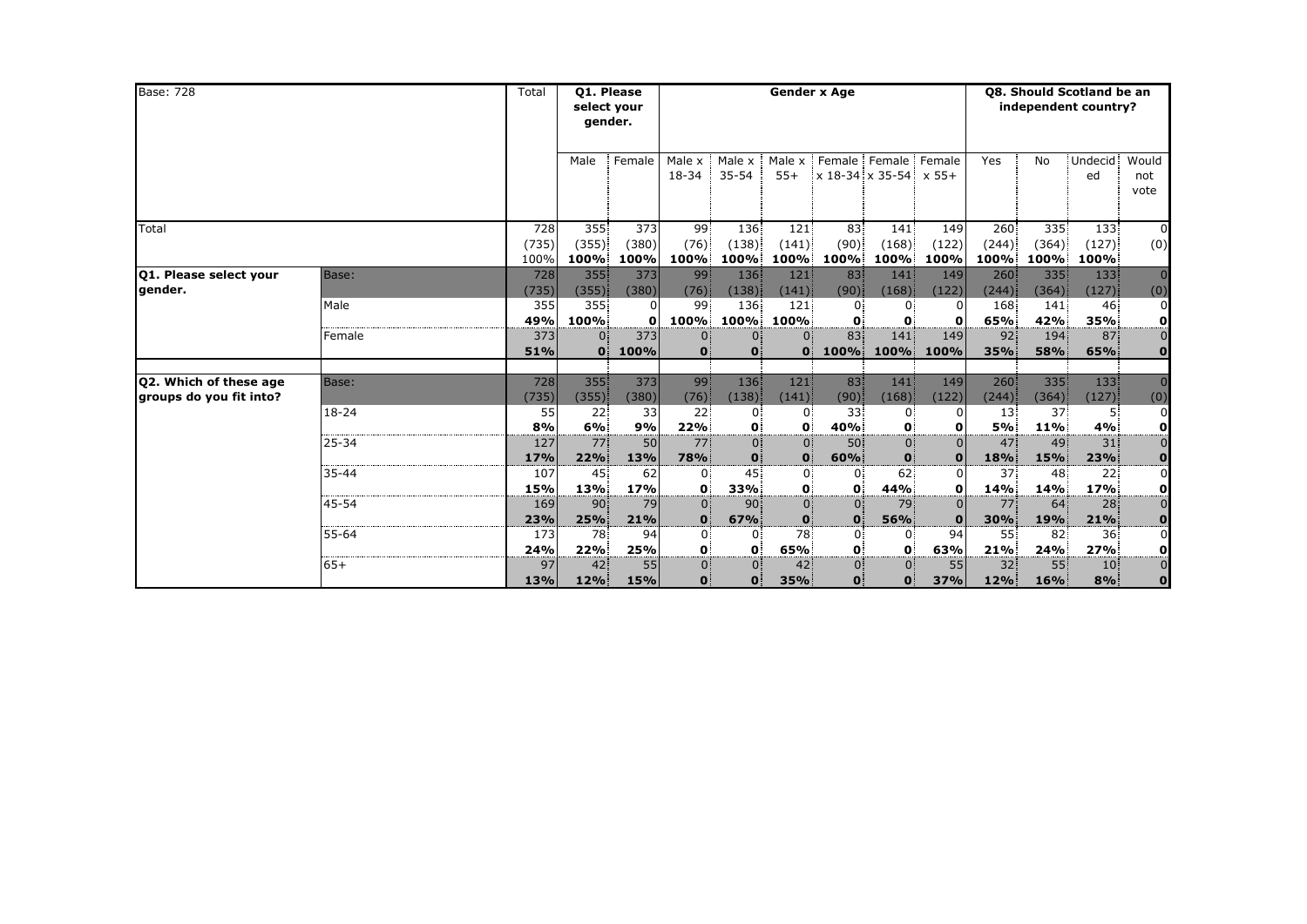| Base: 728 | | Total | Q1. Please select your gender. | | Gender x Age | | | | | | Q8. Should Scotland be an independent country? | | | |
|---|---|---|---|---|---|---|---|---|---|---|---|---|---|---|
| | | | Male | Female | Male x 18-34 | Male x 35-54 | Male x 55+ | Female x 18-34 | Female x 35-54 | Female x 55+ | Yes | No | Undecided | Would not vote |
| Total | | 728<br>(735)<br>100% | 355<br>(355)<br>**100%** | 373<br>(380)<br>**100%** | 99<br>(76)<br>**100%** | 136<br>(138)<br>**100%** | 121<br>(141)<br>**100%** | 83<br>(90)<br>**100%** | 141<br>(168)<br>**100%** | 149<br>(122)<br>**100%** | 260<br>(244)<br>**100%** | 335<br>(364)<br>**100%** | 133<br>(127)<br>**100%** | 0<br>(0) |
| **Q1. Please select your gender.** | Base: | 728<br>(735) | 355<br>(355) | 373<br>(380) | 99<br>(76) | 136<br>(138) | 121<br>(141) | 83<br>(90) | 141<br>(168) | 149<br>(122) | 260<br>(244) | 335<br>(364) | 133<br>(127) | 0<br>(0) |
| | Male | 355<br>**49%** | 355<br>**100%** | 0<br>**0** | 99<br>**100%** | 136<br>**100%** | 121<br>**100%** | 0<br>**0** | 0<br>**0** | 0<br>**0** | 168<br>**65%** | 141<br>**42%** | 46<br>**35%** | 0<br>**0** |
| | Female | 373<br>**51%** | 0<br>**0** | 373<br>**100%** | 0<br>**0** | 0<br>**0** | 0<br>**0** | 83<br>**100%** | 141<br>**100%** | 149<br>**100%** | 92<br>**35%** | 194<br>**58%** | 87<br>**65%** | 0<br>**0** |
| **Q2. Which of these age groups do you fit into?** | Base: | 728<br>(735) | 355<br>(355) | 373<br>(380) | 99<br>(76) | 136<br>(138) | 121<br>(141) | 83<br>(90) | 141<br>(168) | 149<br>(122) | 260<br>(244) | 335<br>(364) | 133<br>(127) | 0<br>(0) |
| | 18-24 | 55<br>**8%** | 22<br>**6%** | 33<br>**9%** | 22<br>**22%** | 0<br>**0** | 0<br>**0** | 33<br>**40%** | 0<br>**0** | 0<br>**0** | 13<br>**5%** | 37<br>**11%** | 5<br>**4%** | 0<br>**0** |
| | 25-34 | 127<br>**17%** | 77<br>**22%** | 50<br>**13%** | 77<br>**78%** | 0<br>**0** | 0<br>**0** | 50<br>**60%** | 0<br>**0** | 0<br>**0** | 47<br>**18%** | 49<br>**15%** | 31<br>**23%** | 0<br>**0** |
| | 35-44 | 107<br>**15%** | 45<br>**13%** | 62<br>**17%** | 0<br>**0** | 45<br>**33%** | 0<br>**0** | 0<br>**0** | 62<br>**44%** | 0<br>**0** | 37<br>**14%** | 48<br>**14%** | 22<br>**17%** | 0<br>**0** |
| | 45-54 | 169<br>**23%** | 90<br>**25%** | 79<br>**21%** | 0<br>**0** | 90<br>**67%** | 0<br>**0** | 0<br>**0** | 79<br>**56%** | 0<br>**0** | 77<br>**30%** | 64<br>**19%** | 28<br>**21%** | 0<br>**0** |
| | 55-64 | 173<br>**24%** | 78<br>**22%** | 94<br>**25%** | 0<br>**0** | 0<br>**0** | 78<br>**65%** | 0<br>**0** | 0<br>**0** | 94<br>**63%** | 55<br>**21%** | 82<br>**24%** | 36<br>**27%** | 0<br>**0** |
| | 65+ | 97<br>**13%** | 42<br>**12%** | 55<br>**15%** | 0<br>**0** | 0<br>**0** | 42<br>**35%** | 0<br>**0** | 0<br>**0** | 55<br>**37%** | 32<br>**12%** | 55<br>**16%** | 10<br>**8%** | 0<br>**0** |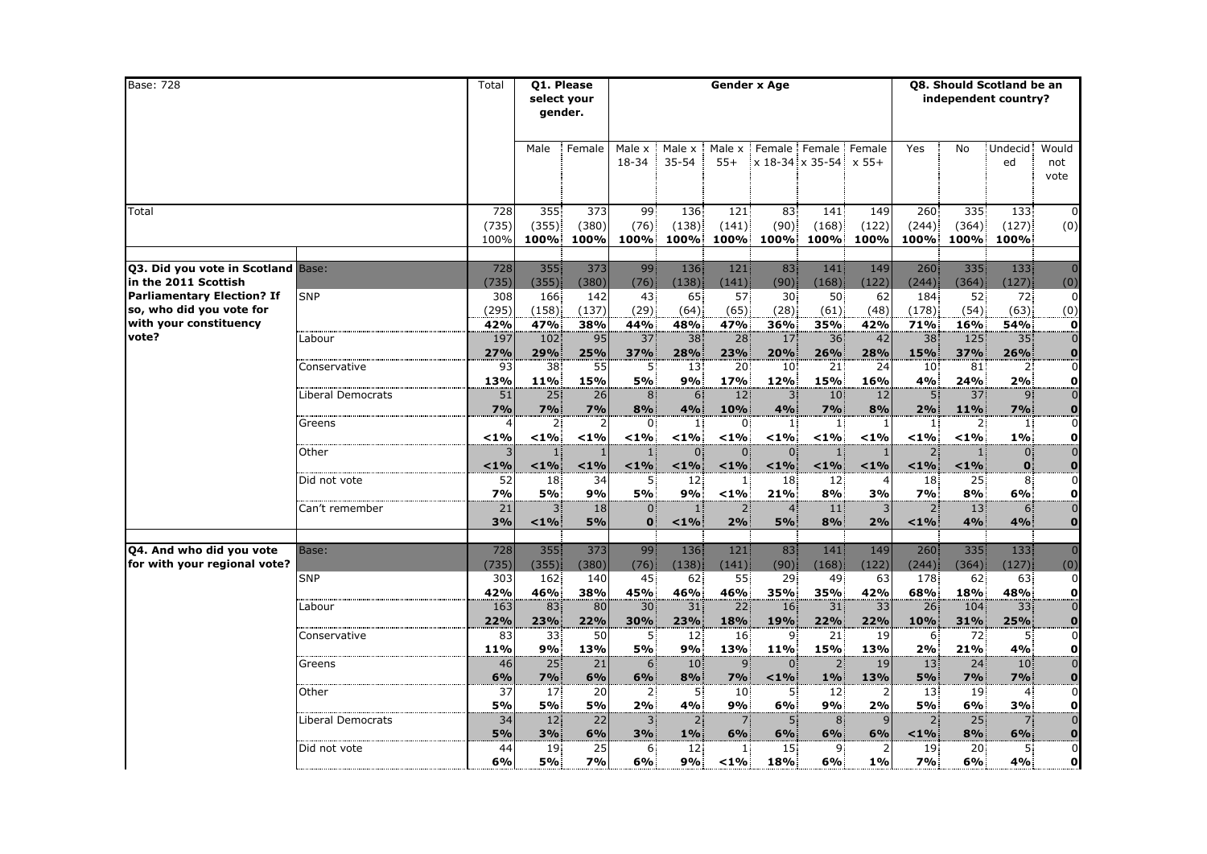| Base: 728 | | Total | Q1. Please select your gender. | | Gender x Age | | | | | | Q8. Should Scotland be an independent country? | | | |
|---|---|---|---|---|---|---|---|---|---|---|---|---|---|---|
| | | | Male | Female | Male x 18-34 | Male x 35-54 | Male x 55+ | Female x 18-34 | Female x 35-54 | Female x 55+ | Yes | No | Undecided | Would not vote |
| Total | | 728 (735) 100% | 355 (355) 100% | 373 (380) 100% | 99 (76) 100% | 136 (138) 100% | 121 (141) 100% | 83 (90) 100% | 141 (168) 100% | 149 (122) 100% | 260 (244) 100% | 335 (364) 100% | 133 (127) 100% | 0 (0) |
| **Q3. Did you vote in Scotland in the 2011 Scottish Parliamentary Election? If so, who did you vote for with your constituency vote?** | Base: | 728 (735) | 355 (355) | 373 (380) | 99 (76) | 136 (138) | 121 (141) | 83 (90) | 141 (168) | 149 (122) | 260 (244) | 335 (364) | 133 (127) | 0 (0) |
| | SNP | 308 (295) 42% | 166 (158) 47% | 142 (137) 38% | 43 (29) 44% | 65 (64) 48% | 57 (65) 47% | 30 (28) 36% | 50 (61) 35% | 62 (48) 42% | 184 (178) 71% | 52 (54) 16% | 72 (63) 54% | 0 (0) 0 |
| | Labour | 197 27% | 102 29% | 95 25% | 37 37% | 38 28% | 28 23% | 17 20% | 36 26% | 42 28% | 38 15% | 125 37% | 35 26% | 0 0 |
| | Conservative | 93 13% | 38 11% | 55 15% | 5 5% | 13 9% | 20 17% | 10 12% | 21 15% | 24 16% | 10 4% | 81 24% | 2 2% | 0 0 |
| | Liberal Democrats | 51 7% | 25 7% | 26 7% | 8 8% | 6 4% | 12 10% | 3 4% | 10 7% | 12 8% | 5 2% | 37 11% | 9 7% | 0 0 |
| | Greens | 4 <1% | 2 <1% | 2 <1% | 0 <1% | 1 <1% | 0 <1% | 1 <1% | 1 <1% | 1 <1% | 1 <1% | 2 <1% | 1 1% | 0 0 |
| | Other | 3 <1% | 1 <1% | 1 <1% | 1 <1% | 0 <1% | 0 <1% | 0 <1% | 1 <1% | 1 <1% | 2 <1% | 1 <1% | 0 0 | 0 0 |
| | Did not vote | 52 7% | 18 5% | 34 9% | 5 5% | 12 9% | 1 <1% | 18 21% | 12 8% | 4 3% | 18 7% | 25 8% | 8 6% | 0 0 |
| | Can't remember | 21 3% | 3 <1% | 18 5% | 0 0 | 1 <1% | 2 2% | 4 5% | 11 8% | 3 2% | 2 <1% | 13 4% | 6 4% | 0 0 |
| **Q4. And who did you vote for with your regional vote?** | Base: | 728 (735) | 355 (355) | 373 (380) | 99 (76) | 136 (138) | 121 (141) | 83 (90) | 141 (168) | 149 (122) | 260 (244) | 335 (364) | 133 (127) | 0 (0) |
| | SNP | 303 42% | 162 46% | 140 38% | 45 45% | 62 46% | 55 46% | 29 35% | 49 35% | 63 42% | 178 68% | 62 18% | 63 48% | 0 0 |
| | Labour | 163 22% | 83 23% | 80 22% | 30 30% | 31 23% | 22 18% | 16 19% | 31 22% | 33 22% | 26 10% | 104 31% | 33 25% | 0 0 |
| | Conservative | 83 11% | 33 9% | 50 13% | 5 5% | 12 9% | 16 13% | 9 11% | 21 15% | 19 13% | 6 2% | 72 21% | 5 4% | 0 0 |
| | Greens | 46 6% | 25 7% | 21 6% | 6 6% | 10 8% | 9 7% | 0 <1% | 2 1% | 19 13% | 13 5% | 24 7% | 10 7% | 0 0 |
| | Other | 37 5% | 17 5% | 20 5% | 2 2% | 5 4% | 10 9% | 5 6% | 12 9% | 2 2% | 13 5% | 19 6% | 4 3% | 0 0 |
| | Liberal Democrats | 34 5% | 12 3% | 22 6% | 3 3% | 2 1% | 7 6% | 5 6% | 8 6% | 9 6% | 2 <1% | 25 8% | 7 6% | 0 0 |
| | Did not vote | 44 6% | 19 5% | 25 7% | 6 6% | 12 9% | 1 <1% | 15 18% | 9 6% | 2 1% | 19 7% | 20 6% | 5 4% | 0 0 |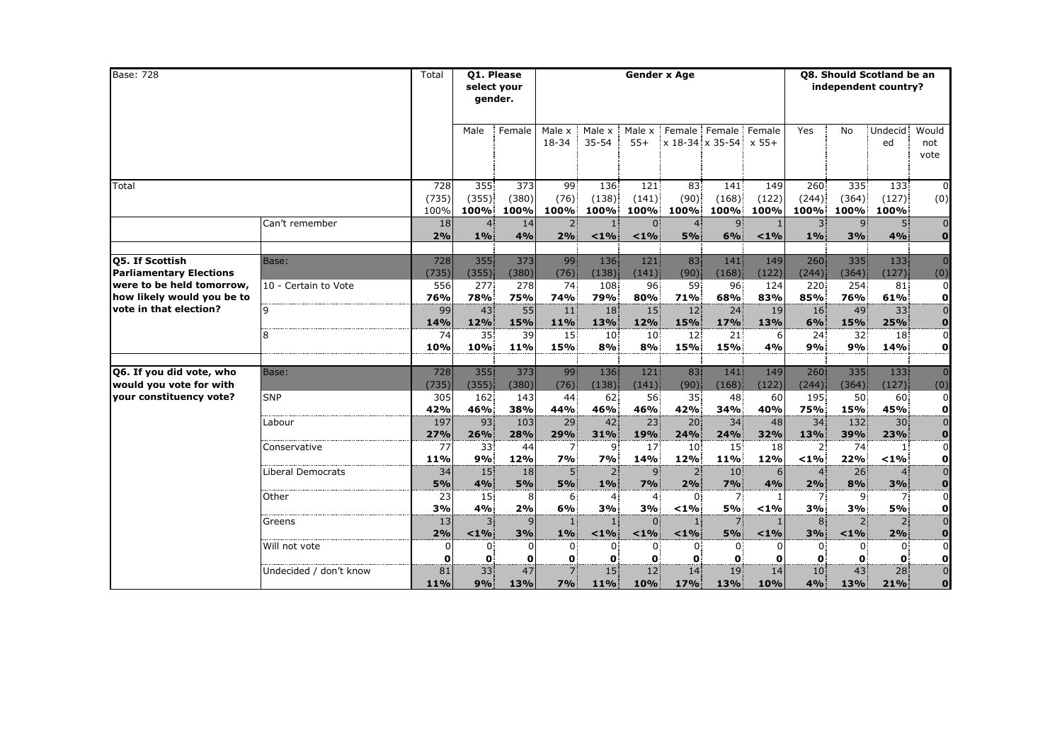| Base: 728 | | Total | Q1. Please select your gender. | | Gender x Age | | | | | | Q8. Should Scotland be an independent country? | | | |
|---|---|---|---|---|---|---|---|---|---|---|---|---|---|---|
| | | | Male | Female | Male x 18-34 | Male x 35-54 | Male x 55+ | Female x 18-34 | Female x 35-54 | Female x 55+ | Yes | No | Undecided | Would not vote |
| Total | | 728<br>(735)<br>100% | 355<br>(355)<br>100% | 373<br>(380)<br>100% | 99<br>(76)<br>100% | 136<br>(138)<br>100% | 121<br>(141)<br>100% | 83<br>(90)<br>100% | 141<br>(168)<br>100% | 149<br>(122)<br>100% | 260<br>(244)<br>100% | 335<br>(364)<br>100% | 133<br>(127)<br>100% | 0<br>(0) |
| | Can't remember | 18<br>2% | 4<br>1% | 14<br>4% | 2<br>2% | 1<br><1% | 0<br><1% | 4<br>5% | 9<br>6% | 1<br><1% | 3<br>1% | 9<br>3% | 5<br>4% | 0<br>0 |
| **Q5. If Scottish Parliamentary Elections were to be held tomorrow, how likely would you be to vote in that election?** | Base: | 728<br>(735) | 355<br>(355) | 373<br>(380) | 99<br>(76) | 136<br>(138) | 121<br>(141) | 83<br>(90) | 141<br>(168) | 149<br>(122) | 260<br>(244) | 335<br>(364) | 133<br>(127) | 0<br>(0) |
| | 10 - Certain to Vote | 556<br>76% | 277<br>78% | 278<br>75% | 74<br>74% | 108<br>79% | 96<br>80% | 59<br>71% | 96<br>68% | 124<br>83% | 220<br>85% | 254<br>76% | 81<br>61% | 0<br>0 |
| | 9 | 99<br>14% | 43<br>12% | 55<br>15% | 11<br>11% | 18<br>13% | 15<br>12% | 12<br>15% | 24<br>17% | 19<br>13% | 16<br>6% | 49<br>15% | 33<br>25% | 0<br>0 |
| | 8 | 74<br>10% | 35<br>10% | 39<br>11% | 15<br>15% | 10<br>8% | 10<br>8% | 12<br>15% | 21<br>15% | 6<br>4% | 24<br>9% | 32<br>9% | 18<br>14% | 0<br>0 |
| **Q6. If you did vote, who would you vote for with your constituency vote?** | Base: | 728<br>(735) | 355<br>(355) | 373<br>(380) | 99<br>(76) | 136<br>(138) | 121<br>(141) | 83<br>(90) | 141<br>(168) | 149<br>(122) | 260<br>(244) | 335<br>(364) | 133<br>(127) | 0<br>(0) |
| | SNP | 305<br>42% | 162<br>46% | 143<br>38% | 44<br>44% | 62<br>46% | 56<br>46% | 35<br>42% | 48<br>34% | 60<br>40% | 195<br>75% | 50<br>15% | 60<br>45% | 0<br>0 |
| | Labour | 197<br>27% | 93<br>26% | 103<br>28% | 29<br>29% | 42<br>31% | 23<br>19% | 20<br>24% | 34<br>24% | 48<br>32% | 34<br>13% | 132<br>39% | 30<br>23% | 0<br>0 |
| | Conservative | 77<br>11% | 33<br>9% | 44<br>12% | 7<br>7% | 9<br>7% | 17<br>14% | 10<br>12% | 15<br>11% | 18<br>12% | 2<br><1% | 74<br>22% | 1<br><1% | 0<br>0 |
| | Liberal Democrats | 34<br>5% | 15<br>4% | 18<br>5% | 5<br>5% | 2<br>1% | 9<br>7% | 2<br>2% | 10<br>7% | 6<br>4% | 4<br>2% | 26<br>8% | 4<br>3% | 0<br>0 |
| | Other | 23<br>3% | 15<br>4% | 8<br>2% | 6<br>6% | 4<br>3% | 4<br>3% | 0<br><1% | 7<br>5% | 1<br><1% | 7<br>3% | 9<br>3% | 7<br>5% | 0<br>0 |
| | Greens | 13<br>2% | 3<br><1% | 9<br>3% | 1<br>1% | 1<br><1% | 0<br><1% | 1<br><1% | 7<br>5% | 1<br><1% | 8<br>3% | 2<br><1% | 2<br>2% | 0<br>0 |
| | Will not vote | 0<br>0 | 0<br>0 | 0<br>0 | 0<br>0 | 0<br>0 | 0<br>0 | 0<br>0 | 0<br>0 | 0<br>0 | 0<br>0 | 0<br>0 | 0<br>0 | 0<br>0 |
| | Undecided / don't know | 81<br>11% | 33<br>9% | 47<br>13% | 7<br>7% | 15<br>11% | 12<br>10% | 14<br>17% | 19<br>13% | 14<br>10% | 10<br>4% | 43<br>13% | 28<br>21% | 0<br>0 |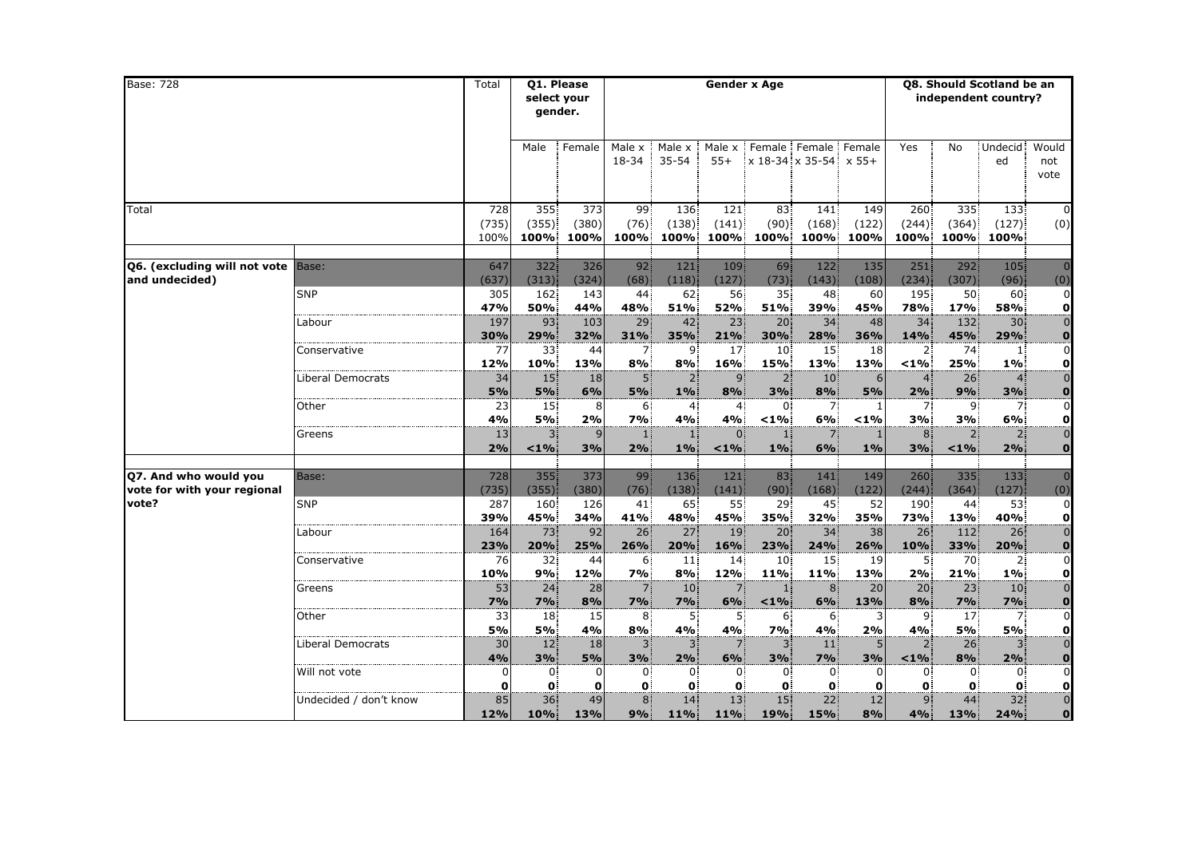| Base: 728 | | Total | Q1. Please select your gender. | | Gender x Age | | | | | | Q8. Should Scotland be an independent country? | | | |
|---|---|---|---|---|---|---|---|---|---|---|---|---|---|---|
| | | | Male | Female | Male x 18-34 | Male x 35-54 | Male x 55+ | Female x 18-34 | Female x 35-54 | Female x 55+ | Yes | No | Undecided | Would not vote |
| Total | | 728 (735) 100% | 355 (355) 100% | 373 (380) 100% | 99 (76) 100% | 136 (138) 100% | 121 (141) 100% | 83 (90) 100% | 141 (168) 100% | 149 (122) 100% | 260 (244) 100% | 335 (364) 100% | 133 (127) 100% | 0 (0) |
| Q6. (excluding will not vote and undecided) | Base: | 647 (637) | 322 (313) | 326 (324) | 92 (68) | 121 (118) | 109 (127) | 69 (73) | 122 (143) | 135 (108) | 251 (234) | 292 (307) | 105 (96) | 0 (0) |
| | SNP | 305 47% | 162 50% | 143 44% | 44 48% | 62 51% | 56 52% | 35 51% | 48 39% | 60 45% | 195 78% | 50 17% | 60 58% | 0 0 |
| | Labour | 197 30% | 93 29% | 103 32% | 29 31% | 42 35% | 23 21% | 20 30% | 34 28% | 48 36% | 34 14% | 132 45% | 30 29% | 0 0 |
| | Conservative | 77 12% | 33 10% | 44 13% | 7 8% | 9 8% | 17 16% | 10 15% | 15 13% | 18 13% | 2 <1% | 74 25% | 1 1% | 0 0 |
| | Liberal Democrats | 34 5% | 15 5% | 18 6% | 5 5% | 2 1% | 9 8% | 2 3% | 10 8% | 6 5% | 4 2% | 26 9% | 4 3% | 0 0 |
| | Other | 23 4% | 15 5% | 8 2% | 6 7% | 4 4% | 4 4% | 0 <1% | 7 6% | 1 <1% | 7 3% | 9 3% | 7 6% | 0 0 |
| | Greens | 13 2% | 3 <1% | 9 3% | 1 2% | 1 1% | 0 <1% | 1 1% | 7 6% | 1 1% | 8 3% | 2 <1% | 2 2% | 0 0 |
| Q7. And who would you vote for with your regional vote? | Base: | 728 (735) | 355 (355) | 373 (380) | 99 (76) | 136 (138) | 121 (141) | 83 (90) | 141 (168) | 149 (122) | 260 (244) | 335 (364) | 133 (127) | 0 (0) |
| | SNP | 287 39% | 160 45% | 126 34% | 41 41% | 65 48% | 55 45% | 29 35% | 45 32% | 52 35% | 190 73% | 44 13% | 53 40% | 0 0 |
| | Labour | 164 23% | 73 20% | 92 25% | 26 26% | 27 20% | 19 16% | 20 23% | 34 24% | 38 26% | 26 10% | 112 33% | 26 20% | 0 0 |
| | Conservative | 76 10% | 32 9% | 44 12% | 6 7% | 11 8% | 14 12% | 10 11% | 15 11% | 19 13% | 5 2% | 70 21% | 2 1% | 0 0 |
| | Greens | 53 7% | 24 7% | 28 8% | 7 7% | 10 7% | 7 6% | 1 <1% | 8 6% | 20 13% | 20 8% | 23 7% | 10 7% | 0 0 |
| | Other | 33 5% | 18 5% | 15 4% | 8 8% | 5 4% | 5 4% | 6 7% | 6 4% | 3 2% | 9 4% | 17 5% | 7 5% | 0 0 |
| | Liberal Democrats | 30 4% | 12 3% | 18 5% | 3 3% | 3 2% | 7 6% | 3 3% | 11 7% | 5 3% | 2 <1% | 26 8% | 3 2% | 0 0 |
| | Will not vote | 0 0 | 0 0 | 0 0 | 0 0 | 0 0 | 0 0 | 0 0 | 0 0 | 0 0 | 0 0 | 0 0 | 0 0 | 0 0 |
| | Undecided / don't know | 85 12% | 36 10% | 49 13% | 8 9% | 14 11% | 13 11% | 15 19% | 22 15% | 12 8% | 9 4% | 44 13% | 32 24% | 0 0 |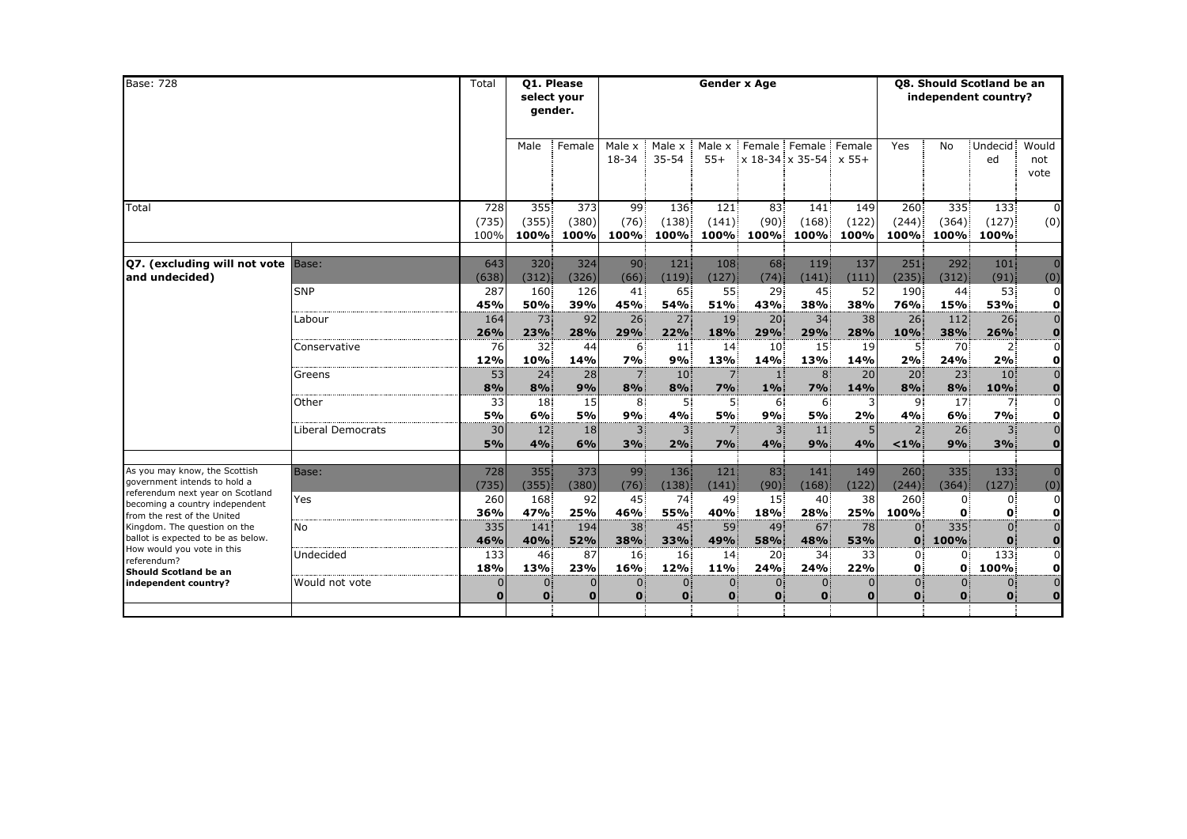| Base: 728 | | Total | Q1. Please select your gender. | | Gender x Age | | | | | | Q8. Should Scotland be an independent country? | | | |
|---|---|---|---|---|---|---|---|---|---|---|---|---|---|---|
| | | | Male | Female | Male x 18-34 | Male x 35-54 | Male x 55+ | Female x 18-34 | Female x 35-54 | Female x 55+ | Yes | No | Undecided | Would not vote |
| Total | | 728 (735) 100% | 355 (355) 100% | 373 (380) 100% | 99 (76) 100% | 136 (138) 100% | 121 (141) 100% | 83 (90) 100% | 141 (168) 100% | 149 (122) 100% | 260 (244) 100% | 335 (364) 100% | 133 (127) 100% | 0 (0) |
| **Q7. (excluding will not vote and undecided)** | Base: | 643 (638) | 320 (312) | 324 (326) | 90 (66) | 121 (119) | 108 (127) | 68 (74) | 119 (141) | 137 (111) | 251 (235) | 292 (312) | 101 (91) | 0 (0) |
| | SNP | 287 **45%** | 160 **50%** | 126 **39%** | 41 **45%** | 65 **54%** | 55 **51%** | 29 **43%** | 45 **38%** | 52 **38%** | 190 **76%** | 44 **15%** | 53 **53%** | 0 **0** |
| | Labour | 164 **26%** | 73 **23%** | 92 **28%** | 26 **29%** | 27 **22%** | 19 **18%** | 20 **29%** | 34 **29%** | 38 **28%** | 26 **10%** | 112 **38%** | 26 **26%** | 0 **0** |
| | Conservative | 76 **12%** | 32 **10%** | 44 **14%** | 6 **7%** | 11 **9%** | 14 **13%** | 10 **14%** | 15 **13%** | 19 **14%** | 5 **2%** | 70 **24%** | 2 **2%** | 0 **0** |
| | Greens | 53 **8%** | 24 **8%** | 28 **9%** | 7 **8%** | 10 **8%** | 7 **7%** | 1 **1%** | 8 **7%** | 20 **14%** | 20 **8%** | 23 **8%** | 10 **10%** | 0 **0** |
| | Other | 33 **5%** | 18 **6%** | 15 **5%** | 8 **9%** | 5 **4%** | 5 **5%** | 6 **9%** | 6 **5%** | 3 **2%** | 9 **4%** | 17 **6%** | 7 **7%** | 0 **0** |
| | Liberal Democrats | 30 **5%** | 12 **4%** | 18 **6%** | 3 **3%** | 3 **2%** | 7 **7%** | 3 **4%** | 11 **9%** | 5 **4%** | 2 **<1%** | 26 **9%** | 3 **3%** | 0 **0** |
| As you may know, the Scottish government intends to hold a referendum next year on Scotland becoming a country independent from the rest of the United Kingdom. The question on the ballot is expected to be as below. How would you vote in this referendum? **Should Scotland be an independent country?** | Base: | 728 (735) | 355 (355) | 373 (380) | 99 (76) | 136 (138) | 121 (141) | 83 (90) | 141 (168) | 149 (122) | 260 (244) | 335 (364) | 133 (127) | 0 (0) |
| | Yes | 260 **36%** | 168 **47%** | 92 **25%** | 45 **46%** | 74 **55%** | 49 **40%** | 15 **18%** | 40 **28%** | 38 **25%** | 260 **100%** | 0 **0** | 0 **0** | 0 **0** |
| | No | 335 **46%** | 141 **40%** | 194 **52%** | 38 **38%** | 45 **33%** | 59 **49%** | 49 **58%** | 67 **48%** | 78 **53%** | 0 **0** | 335 **100%** | 0 **0** | 0 **0** |
| | Undecided | 133 **18%** | 46 **13%** | 87 **23%** | 16 **16%** | 16 **12%** | 14 **11%** | 20 **24%** | 34 **24%** | 33 **22%** | 0 **0** | 0 **0** | 133 **100%** | 0 **0** |
| | Would not vote | 0 **0** | 0 **0** | 0 **0** | 0 **0** | 0 **0** | 0 **0** | 0 **0** | 0 **0** | 0 **0** | 0 **0** | 0 **0** | 0 **0** | 0 **0** |